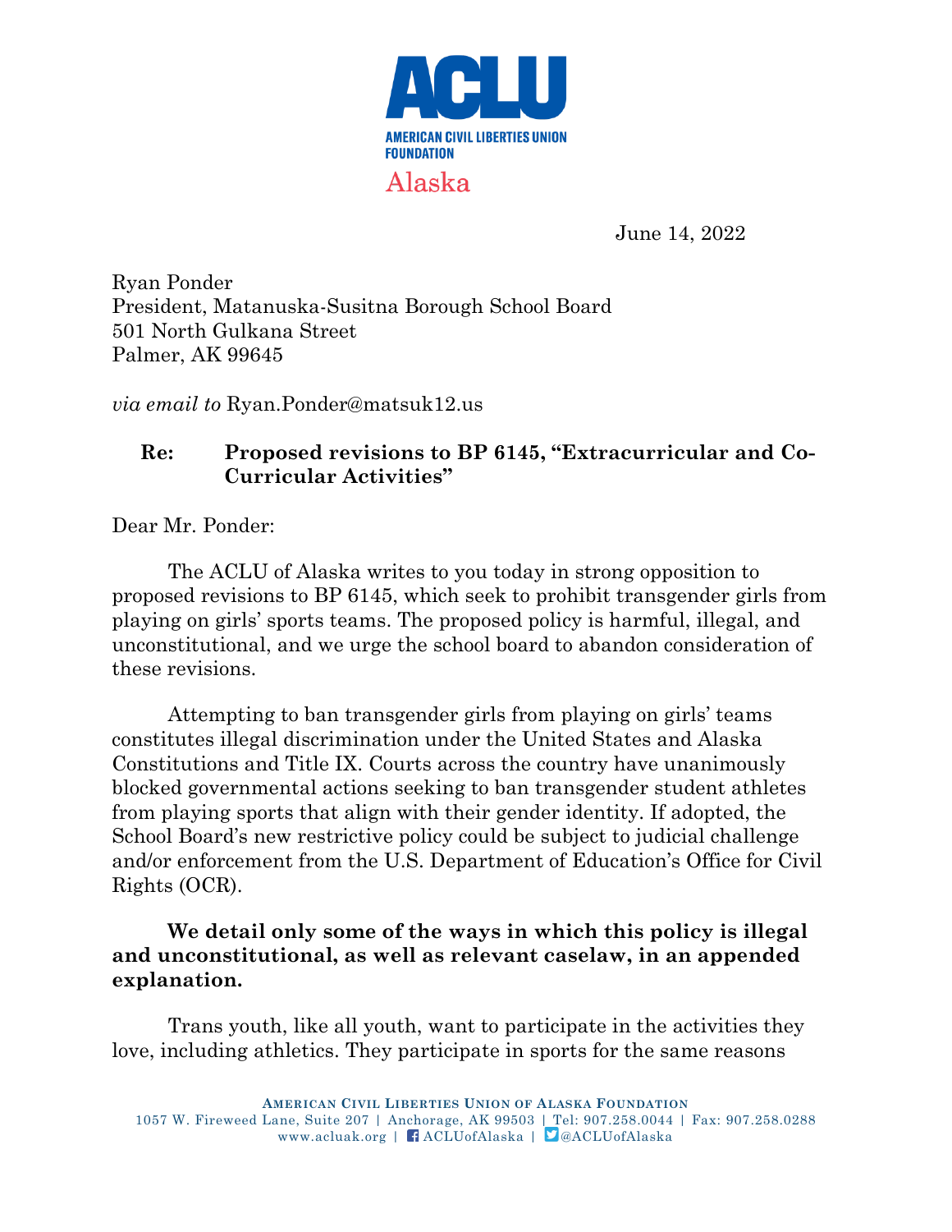ACLU

AMERICAN CIVIL LIBERTIES UNION FOUNDATION

Alaska

June 14, 2022

Ryan Ponder
President, Matanuska-Susitna Borough School Board
501 North Gulkana Street
Palmer, AK 99645

*via email to* Ryan.Ponder@matsuk12.us

**Re: Proposed revisions to BP 6145, "Extracurricular and Co-Curricular Activities"**

Dear Mr. Ponder:

The ACLU of Alaska writes to you today in strong opposition to proposed revisions to BP 6145, which seek to prohibit transgender girls from playing on girls' sports teams. The proposed policy is harmful, illegal, and unconstitutional, and we urge the school board to abandon consideration of these revisions.

Attempting to ban transgender girls from playing on girls' teams constitutes illegal discrimination under the United States and Alaska Constitutions and Title IX. Courts across the country have unanimously blocked governmental actions seeking to ban transgender student athletes from playing sports that align with their gender identity. If adopted, the School Board's new restrictive policy could be subject to judicial challenge and/or enforcement from the U.S. Department of Education's Office for Civil Rights (OCR).

**We detail only some of the ways in which this policy is illegal and unconstitutional, as well as relevant caselaw, in an appended explanation.**

Trans youth, like all youth, want to participate in the activities they love, including athletics. They participate in sports for the same reasons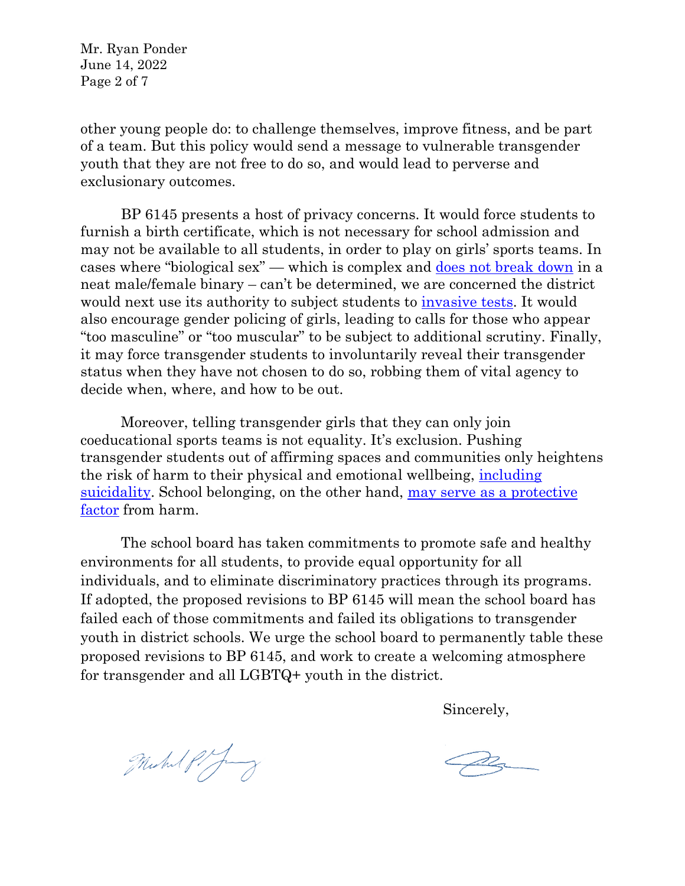other young people do: to challenge themselves, improve fitness, and be part of a team. But this policy would send a message to vulnerable transgender youth that they are not free to do so, and would lead to perverse and exclusionary outcomes.

BP 6145 presents a host of privacy concerns. It would force students to furnish a birth certificate, which is not necessary for school admission and may not be available to all students, in order to play on girls' sports teams. In cases where "biological sex" — which is complex and does not break down in a neat male/female binary – can't be determined, we are concerned the district would next use its authority to subject students to invasive tests. It would also encourage gender policing of girls, leading to calls for those who appear "too masculine" or "too muscular" to be subject to additional scrutiny. Finally, it may force transgender students to involuntarily reveal their transgender status when they have not chosen to do so, robbing them of vital agency to decide when, where, and how to be out.

Moreover, telling transgender girls that they can only join coeducational sports teams is not equality. It's exclusion. Pushing transgender students out of affirming spaces and communities only heightens the risk of harm to their physical and emotional wellbeing, including suicidality. School belonging, on the other hand, may serve as a protective factor from harm.

The school board has taken commitments to promote safe and healthy environments for all students, to provide equal opportunity for all individuals, and to eliminate discriminatory practices through its programs. If adopted, the proposed revisions to BP 6145 will mean the school board has failed each of those commitments and failed its obligations to transgender youth in district schools. We urge the school board to permanently table these proposed revisions to BP 6145, and work to create a welcoming atmosphere for transgender and all LGBTQ+ youth in the district.

Sincerely,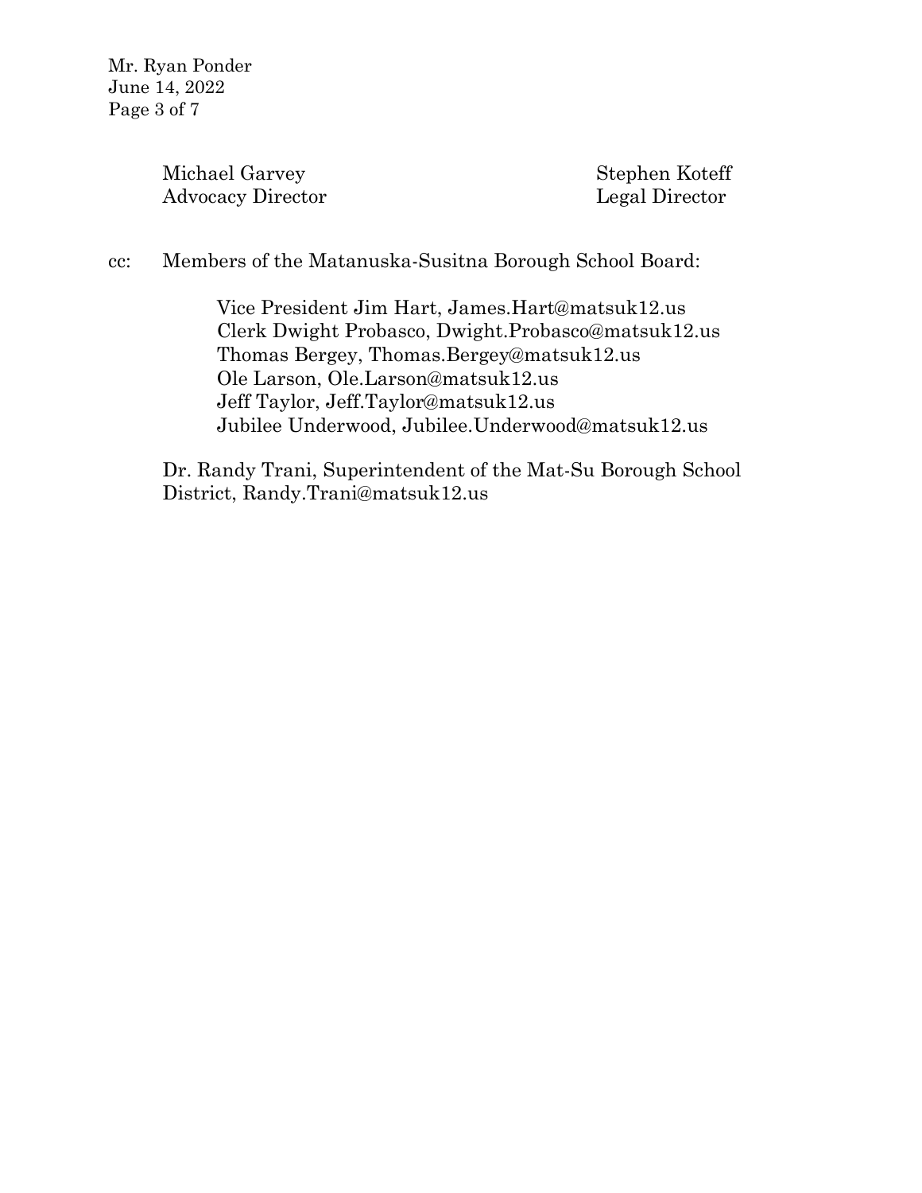Michael Garvey
Advocacy Director

Stephen Koteff
Legal Director

cc: Members of the Matanuska-Susitna Borough School Board:

Vice President Jim Hart, James.Hart@matsuk12.us
Clerk Dwight Probasco, Dwight.Probasco@matsuk12.us
Thomas Bergey, Thomas.Bergey@matsuk12.us
Ole Larson, Ole.Larson@matsuk12.us
Jeff Taylor, Jeff.Taylor@matsuk12.us
Jubilee Underwood, Jubilee.Underwood@matsuk12.us

Dr. Randy Trani, Superintendent of the Mat-Su Borough School District, Randy.Trani@matsuk12.us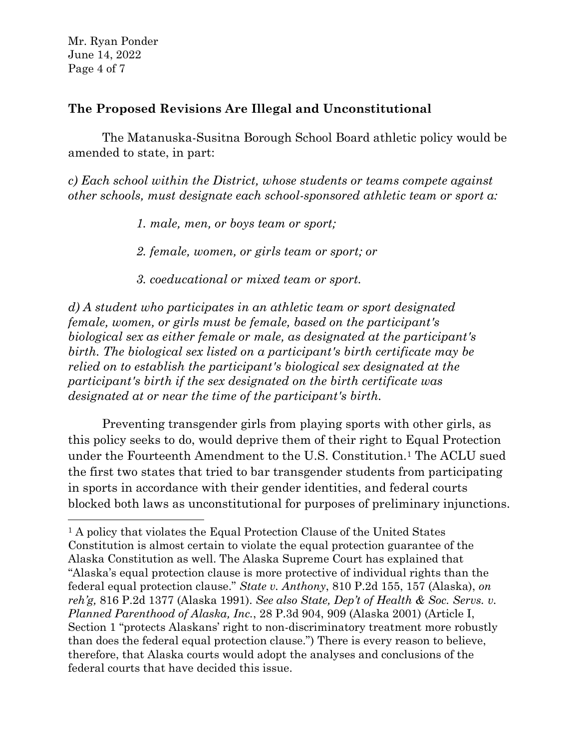## The Proposed Revisions Are Illegal and Unconstitutional

The Matanuska-Susitna Borough School Board athletic policy would be amended to state, in part:

*c) Each school within the District, whose students or teams compete against other schools, must designate each school-sponsored athletic team or sport a:*

> *1. male, men, or boys team or sport;*
>
> *2. female, women, or girls team or sport; or*
>
> *3. coeducational or mixed team or sport.*

*d) A student who participates in an athletic team or sport designated female, women, or girls must be female, based on the participant's biological sex as either female or male, as designated at the participant's birth. The biological sex listed on a participant's birth certificate may be relied on to establish the participant's biological sex designated at the participant's birth if the sex designated on the birth certificate was designated at or near the time of the participant's birth.*

Preventing transgender girls from playing sports with other girls, as this policy seeks to do, would deprive them of their right to Equal Protection under the Fourteenth Amendment to the U.S. Constitution.[1] The ACLU sued the first two states that tried to bar transgender students from participating in sports in accordance with their gender identities, and federal courts blocked both laws as unconstitutional for purposes of preliminary injunctions.

---

[1] A policy that violates the Equal Protection Clause of the United States Constitution is almost certain to violate the equal protection guarantee of the Alaska Constitution as well. The Alaska Supreme Court has explained that "Alaska's equal protection clause is more protective of individual rights than the federal equal protection clause." *State v. Anthony*, 810 P.2d 155, 157 (Alaska), *on reh'g,* 816 P.2d 1377 (Alaska 1991). *See also State, Dep't of Health & Soc. Servs. v. Planned Parenthood of Alaska, Inc.*, 28 P.3d 904, 909 (Alaska 2001) (Article I, Section 1 "protects Alaskans' right to non-discriminatory treatment more robustly than does the federal equal protection clause.") There is every reason to believe, therefore, that Alaska courts would adopt the analyses and conclusions of the federal courts that have decided this issue.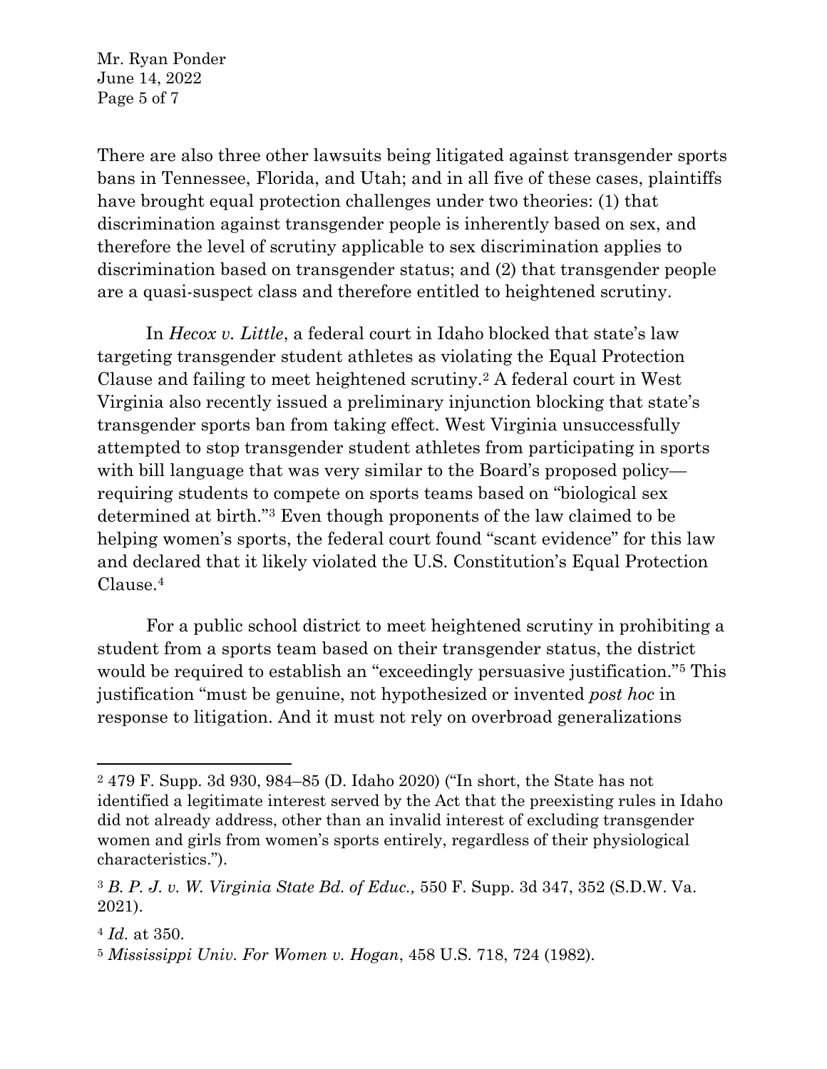There are also three other lawsuits being litigated against transgender sports bans in Tennessee, Florida, and Utah; and in all five of these cases, plaintiffs have brought equal protection challenges under two theories: (1) that discrimination against transgender people is inherently based on sex, and therefore the level of scrutiny applicable to sex discrimination applies to discrimination based on transgender status; and (2) that transgender people are a quasi-suspect class and therefore entitled to heightened scrutiny.

In *Hecox v. Little*, a federal court in Idaho blocked that state's law targeting transgender student athletes as violating the Equal Protection Clause and failing to meet heightened scrutiny.[2] A federal court in West Virginia also recently issued a preliminary injunction blocking that state's transgender sports ban from taking effect. West Virginia unsuccessfully attempted to stop transgender student athletes from participating in sports with bill language that was very similar to the Board's proposed policy—requiring students to compete on sports teams based on "biological sex determined at birth."[3] Even though proponents of the law claimed to be helping women's sports, the federal court found "scant evidence" for this law and declared that it likely violated the U.S. Constitution's Equal Protection Clause.[4]

For a public school district to meet heightened scrutiny in prohibiting a student from a sports team based on their transgender status, the district would be required to establish an "exceedingly persuasive justification."[5] This justification "must be genuine, not hypothesized or invented *post hoc* in response to litigation. And it must not rely on overbroad generalizations

---

[2] 479 F. Supp. 3d 930, 984–85 (D. Idaho 2020) ("In short, the State has not identified a legitimate interest served by the Act that the preexisting rules in Idaho did not already address, other than an invalid interest of excluding transgender women and girls from women's sports entirely, regardless of their physiological characteristics.").

[3] *B. P. J. v. W. Virginia State Bd. of Educ.,* 550 F. Supp. 3d 347, 352 (S.D.W. Va. 2021).

[4] *Id.* at 350.

[5] *Mississippi Univ. For Women v. Hogan*, 458 U.S. 718, 724 (1982).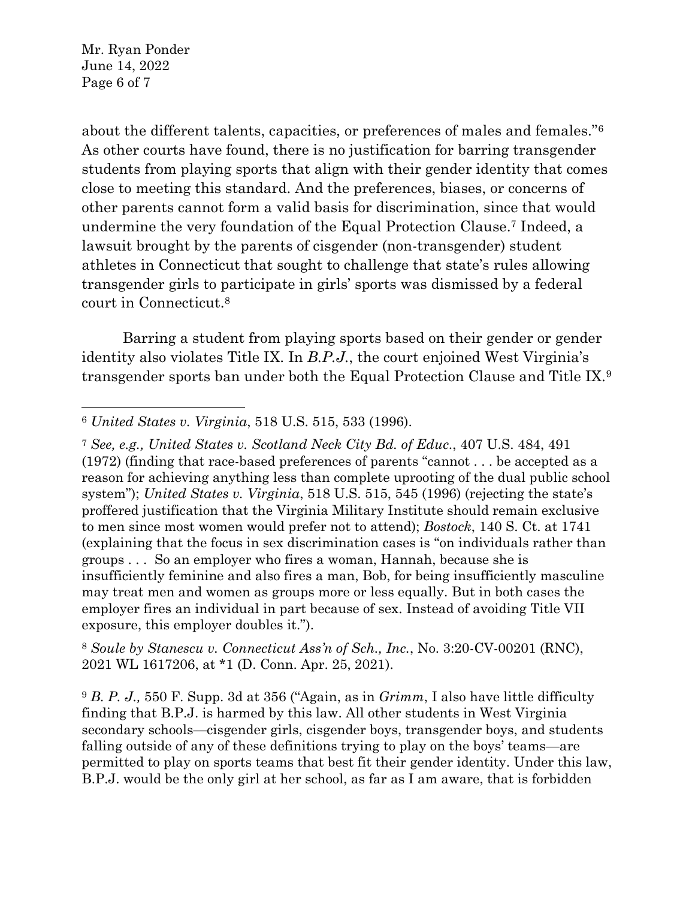about the different talents, capacities, or preferences of males and females."[6] As other courts have found, there is no justification for barring transgender students from playing sports that align with their gender identity that comes close to meeting this standard. And the preferences, biases, or concerns of other parents cannot form a valid basis for discrimination, since that would undermine the very foundation of the Equal Protection Clause.[7] Indeed, a lawsuit brought by the parents of cisgender (non-transgender) student athletes in Connecticut that sought to challenge that state's rules allowing transgender girls to participate in girls' sports was dismissed by a federal court in Connecticut.[8]

Barring a student from playing sports based on their gender or gender identity also violates Title IX. In *B.P.J.*, the court enjoined West Virginia's transgender sports ban under both the Equal Protection Clause and Title IX.[9]

---

[6] *United States v. Virginia*, 518 U.S. 515, 533 (1996).

[7] *See, e.g., United States v. Scotland Neck City Bd. of Educ.*, 407 U.S. 484, 491 (1972) (finding that race-based preferences of parents "cannot . . . be accepted as a reason for achieving anything less than complete uprooting of the dual public school system"); *United States v. Virginia*, 518 U.S. 515, 545 (1996) (rejecting the state's proffered justification that the Virginia Military Institute should remain exclusive to men since most women would prefer not to attend); *Bostock*, 140 S. Ct. at 1741 (explaining that the focus in sex discrimination cases is "on individuals rather than groups . . . So an employer who fires a woman, Hannah, because she is insufficiently feminine and also fires a man, Bob, for being insufficiently masculine may treat men and women as groups more or less equally. But in both cases the employer fires an individual in part because of sex. Instead of avoiding Title VII exposure, this employer doubles it.").

[8] *Soule by Stanescu v. Connecticut Ass'n of Sch., Inc.*, No. 3:20-CV-00201 (RNC), 2021 WL 1617206, at *1 (D. Conn. Apr. 25, 2021).

[9] *B. P. J.,* 550 F. Supp. 3d at 356 ("Again, as in *Grimm*, I also have little difficulty finding that B.P.J. is harmed by this law. All other students in West Virginia secondary schools—cisgender girls, cisgender boys, transgender boys, and students falling outside of any of these definitions trying to play on the boys' teams—are permitted to play on sports teams that best fit their gender identity. Under this law, B.P.J. would be the only girl at her school, as far as I am aware, that is forbidden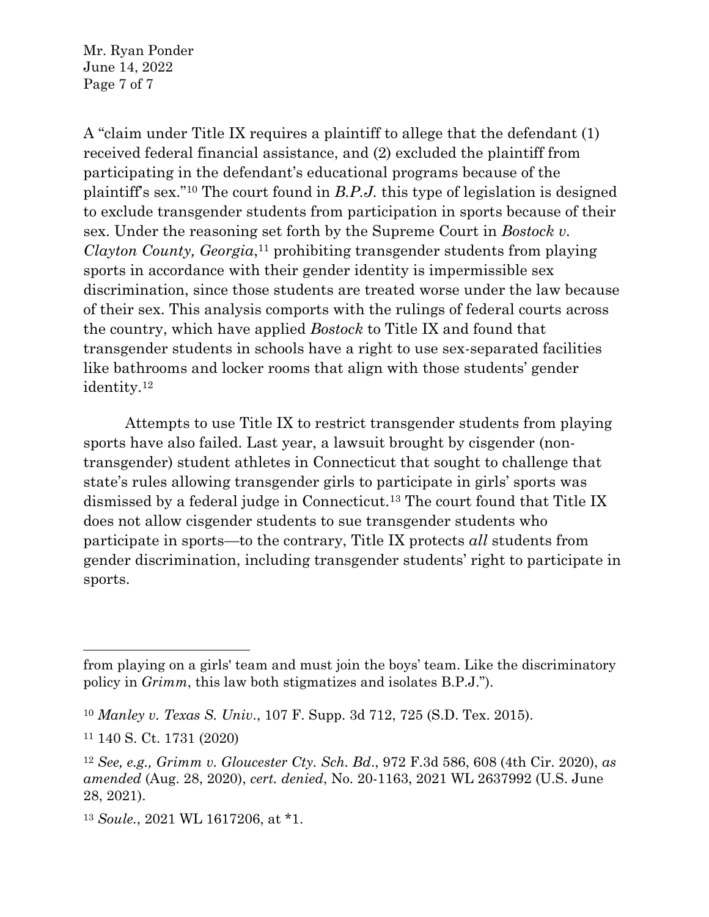A "claim under Title IX requires a plaintiff to allege that the defendant (1) received federal financial assistance, and (2) excluded the plaintiff from participating in the defendant's educational programs because of the plaintiff's sex."[10] The court found in *B.P.J.* this type of legislation is designed to exclude transgender students from participation in sports because of their sex. Under the reasoning set forth by the Supreme Court in *Bostock v. Clayton County, Georgia*,[11] prohibiting transgender students from playing sports in accordance with their gender identity is impermissible sex discrimination, since those students are treated worse under the law because of their sex. This analysis comports with the rulings of federal courts across the country, which have applied *Bostock* to Title IX and found that transgender students in schools have a right to use sex-separated facilities like bathrooms and locker rooms that align with those students' gender identity.[12]

Attempts to use Title IX to restrict transgender students from playing sports have also failed. Last year, a lawsuit brought by cisgender (non-transgender) student athletes in Connecticut that sought to challenge that state's rules allowing transgender girls to participate in girls' sports was dismissed by a federal judge in Connecticut.[13] The court found that Title IX does not allow cisgender students to sue transgender students who participate in sports—to the contrary, Title IX protects *all* students from gender discrimination, including transgender students' right to participate in sports.

---

from playing on a girls' team and must join the boys' team. Like the discriminatory policy in *Grimm*, this law both stigmatizes and isolates B.P.J.").

[10] *Manley v. Texas S. Univ*., 107 F. Supp. 3d 712, 725 (S.D. Tex. 2015).

[11] 140 S. Ct. 1731 (2020)

[12] *See, e.g., Grimm v. Gloucester Cty. Sch. Bd*., 972 F.3d 586, 608 (4th Cir. 2020), *as amended* (Aug. 28, 2020), *cert. denied*, No. 20-1163, 2021 WL 2637992 (U.S. June 28, 2021).

[13] *Soule.*, 2021 WL 1617206, at *1.